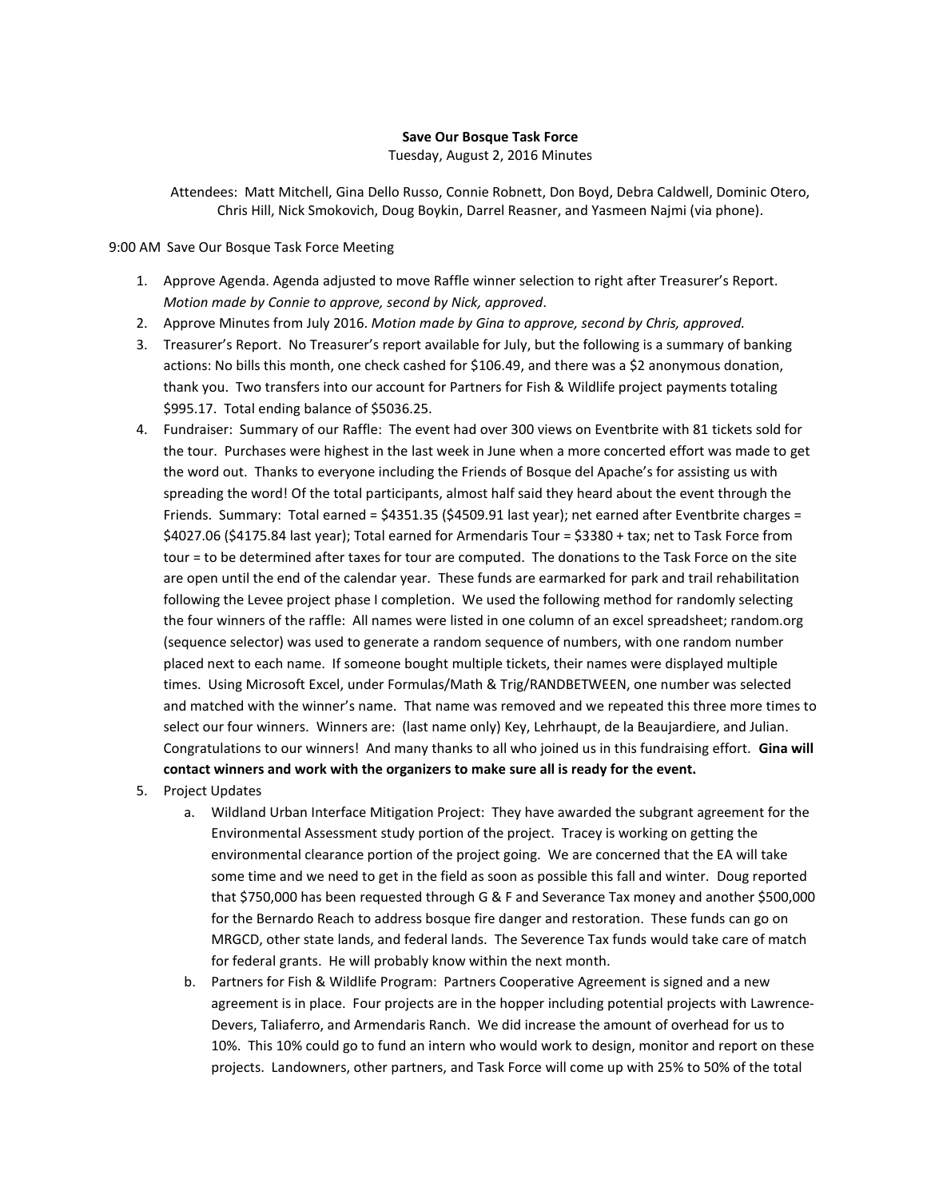**Save Our Bosque Task Force**

Tuesday, August 2, 2016 Minutes

Attendees: Matt Mitchell, Gina Dello Russo, Connie Robnett, Don Boyd, Debra Caldwell, Dominic Otero, Chris Hill, Nick Smokovich, Doug Boykin, Darrel Reasner, and Yasmeen Najmi (via phone).

9:00 AM Save Our Bosque Task Force Meeting

1. Approve Agenda. Agenda adjusted to move Raffle winner selection to right after Treasurer's Report. *Motion made by Connie to approve, second by Nick, approved*.
2. Approve Minutes from July 2016. *Motion made by Gina to approve, second by Chris, approved.*
3. Treasurer's Report. No Treasurer's report available for July, but the following is a summary of banking actions: No bills this month, one check cashed for $106.49, and there was a $2 anonymous donation, thank you. Two transfers into our account for Partners for Fish & Wildlife project payments totaling $995.17. Total ending balance of $5036.25.
4. Fundraiser: Summary of our Raffle: The event had over 300 views on Eventbrite with 81 tickets sold for the tour. Purchases were highest in the last week in June when a more concerted effort was made to get the word out. Thanks to everyone including the Friends of Bosque del Apache's for assisting us with spreading the word! Of the total participants, almost half said they heard about the event through the Friends. Summary: Total earned = $4351.35 ($4509.91 last year); net earned after Eventbrite charges = $4027.06 ($4175.84 last year); Total earned for Armendaris Tour = $3380 + tax; net to Task Force from tour = to be determined after taxes for tour are computed. The donations to the Task Force on the site are open until the end of the calendar year. These funds are earmarked for park and trail rehabilitation following the Levee project phase I completion. We used the following method for randomly selecting the four winners of the raffle: All names were listed in one column of an excel spreadsheet; random.org (sequence selector) was used to generate a random sequence of numbers, with one random number placed next to each name. If someone bought multiple tickets, their names were displayed multiple times. Using Microsoft Excel, under Formulas/Math & Trig/RANDBETWEEN, one number was selected and matched with the winner's name. That name was removed and we repeated this three more times to select our four winners. Winners are: (last name only) Key, Lehrhaupt, de la Beaujardiere, and Julian. Congratulations to our winners! And many thanks to all who joined us in this fundraising effort. **Gina will contact winners and work with the organizers to make sure all is ready for the event.**
5. Project Updates
   a. Wildland Urban Interface Mitigation Project: They have awarded the subgrant agreement for the Environmental Assessment study portion of the project. Tracey is working on getting the environmental clearance portion of the project going. We are concerned that the EA will take some time and we need to get in the field as soon as possible this fall and winter. Doug reported that $750,000 has been requested through G & F and Severance Tax money and another $500,000 for the Bernardo Reach to address bosque fire danger and restoration. These funds can go on MRGCD, other state lands, and federal lands. The Severence Tax funds would take care of match for federal grants. He will probably know within the next month.
   b. Partners for Fish & Wildlife Program: Partners Cooperative Agreement is signed and a new agreement is in place. Four projects are in the hopper including potential projects with Lawrence-Devers, Taliaferro, and Armendaris Ranch. We did increase the amount of overhead for us to 10%. This 10% could go to fund an intern who would work to design, monitor and report on these projects. Landowners, other partners, and Task Force will come up with 25% to 50% of the total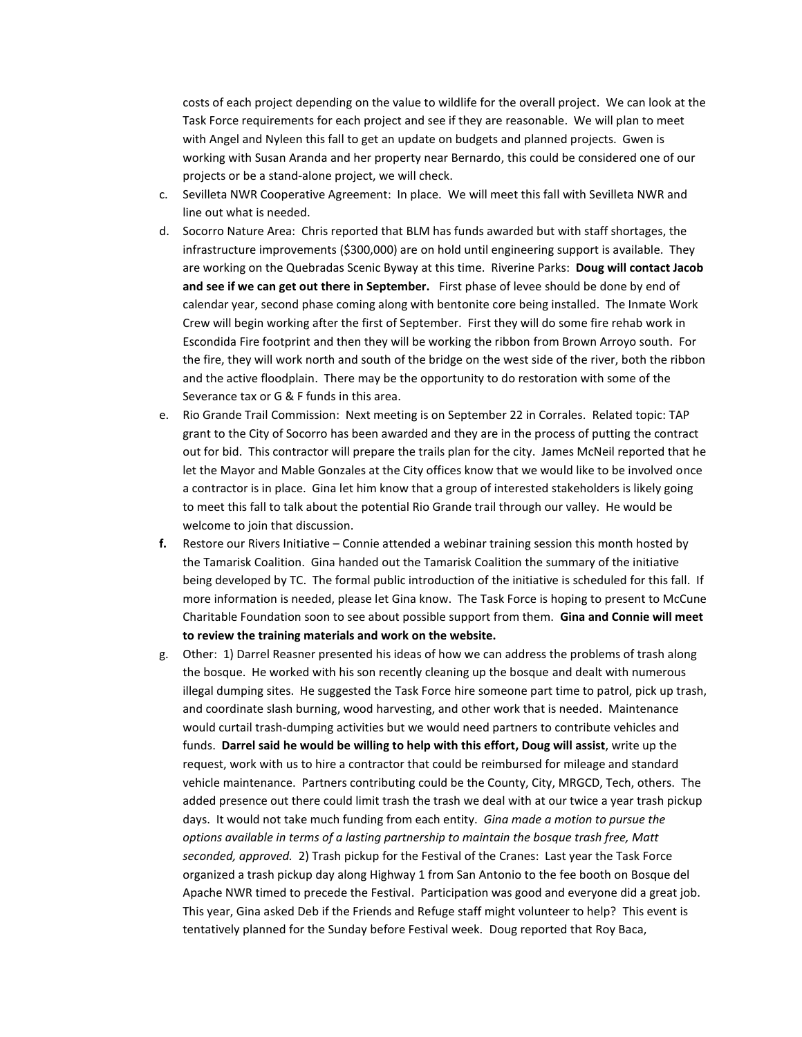costs of each project depending on the value to wildlife for the overall project. We can look at the Task Force requirements for each project and see if they are reasonable. We will plan to meet with Angel and Nyleen this fall to get an update on budgets and planned projects. Gwen is working with Susan Aranda and her property near Bernardo, this could be considered one of our projects or be a stand-alone project, we will check.

c. Sevilleta NWR Cooperative Agreement: In place. We will meet this fall with Sevilleta NWR and line out what is needed.

d. Socorro Nature Area: Chris reported that BLM has funds awarded but with staff shortages, the infrastructure improvements ($300,000) are on hold until engineering support is available. They are working on the Quebradas Scenic Byway at this time. Riverine Parks: **Doug will contact Jacob and see if we can get out there in September.** First phase of levee should be done by end of calendar year, second phase coming along with bentonite core being installed. The Inmate Work Crew will begin working after the first of September. First they will do some fire rehab work in Escondida Fire footprint and then they will be working the ribbon from Brown Arroyo south. For the fire, they will work north and south of the bridge on the west side of the river, both the ribbon and the active floodplain. There may be the opportunity to do restoration with some of the Severance tax or G & F funds in this area.

e. Rio Grande Trail Commission: Next meeting is on September 22 in Corrales. Related topic: TAP grant to the City of Socorro has been awarded and they are in the process of putting the contract out for bid. This contractor will prepare the trails plan for the city. James McNeil reported that he let the Mayor and Mable Gonzales at the City offices know that we would like to be involved once a contractor is in place. Gina let him know that a group of interested stakeholders is likely going to meet this fall to talk about the potential Rio Grande trail through our valley. He would be welcome to join that discussion.

**f.** Restore our Rivers Initiative – Connie attended a webinar training session this month hosted by the Tamarisk Coalition. Gina handed out the Tamarisk Coalition the summary of the initiative being developed by TC. The formal public introduction of the initiative is scheduled for this fall. If more information is needed, please let Gina know. The Task Force is hoping to present to McCune Charitable Foundation soon to see about possible support from them. **Gina and Connie will meet to review the training materials and work on the website.**

g. Other: 1) Darrel Reasner presented his ideas of how we can address the problems of trash along the bosque. He worked with his son recently cleaning up the bosque and dealt with numerous illegal dumping sites. He suggested the Task Force hire someone part time to patrol, pick up trash, and coordinate slash burning, wood harvesting, and other work that is needed. Maintenance would curtail trash-dumping activities but we would need partners to contribute vehicles and funds. **Darrel said he would be willing to help with this effort, Doug will assist**, write up the request, work with us to hire a contractor that could be reimbursed for mileage and standard vehicle maintenance. Partners contributing could be the County, City, MRGCD, Tech, others. The added presence out there could limit trash the trash we deal with at our twice a year trash pickup days. It would not take much funding from each entity. *Gina made a motion to pursue the options available in terms of a lasting partnership to maintain the bosque trash free, Matt seconded, approved.* 2) Trash pickup for the Festival of the Cranes: Last year the Task Force organized a trash pickup day along Highway 1 from San Antonio to the fee booth on Bosque del Apache NWR timed to precede the Festival. Participation was good and everyone did a great job. This year, Gina asked Deb if the Friends and Refuge staff might volunteer to help? This event is tentatively planned for the Sunday before Festival week. Doug reported that Roy Baca,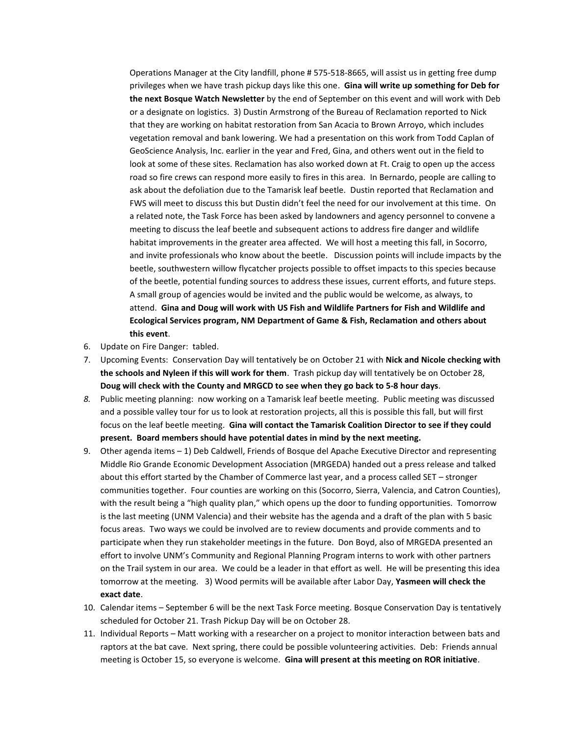Operations Manager at the City landfill, phone # 575-518-8665, will assist us in getting free dump privileges when we have trash pickup days like this one. **Gina will write up something for Deb for the next Bosque Watch Newsletter** by the end of September on this event and will work with Deb or a designate on logistics. 3) Dustin Armstrong of the Bureau of Reclamation reported to Nick that they are working on habitat restoration from San Acacia to Brown Arroyo, which includes vegetation removal and bank lowering. We had a presentation on this work from Todd Caplan of GeoScience Analysis, Inc. earlier in the year and Fred, Gina, and others went out in the field to look at some of these sites. Reclamation has also worked down at Ft. Craig to open up the access road so fire crews can respond more easily to fires in this area. In Bernardo, people are calling to ask about the defoliation due to the Tamarisk leaf beetle. Dustin reported that Reclamation and FWS will meet to discuss this but Dustin didn't feel the need for our involvement at this time. On a related note, the Task Force has been asked by landowners and agency personnel to convene a meeting to discuss the leaf beetle and subsequent actions to address fire danger and wildlife habitat improvements in the greater area affected. We will host a meeting this fall, in Socorro, and invite professionals who know about the beetle. Discussion points will include impacts by the beetle, southwestern willow flycatcher projects possible to offset impacts to this species because of the beetle, potential funding sources to address these issues, current efforts, and future steps. A small group of agencies would be invited and the public would be welcome, as always, to attend. **Gina and Doug will work with US Fish and Wildlife Partners for Fish and Wildlife and Ecological Services program, NM Department of Game & Fish, Reclamation and others about this event**.

6. Update on Fire Danger: tabled.
7. Upcoming Events: Conservation Day will tentatively be on October 21 with **Nick and Nicole checking with the schools and Nyleen if this will work for them**. Trash pickup day will tentatively be on October 28, **Doug will check with the County and MRGCD to see when they go back to 5-8 hour days**.
8. Public meeting planning: now working on a Tamarisk leaf beetle meeting. Public meeting was discussed and a possible valley tour for us to look at restoration projects, all this is possible this fall, but will first focus on the leaf beetle meeting. **Gina will contact the Tamarisk Coalition Director to see if they could present. Board members should have potential dates in mind by the next meeting.**
9. Other agenda items – 1) Deb Caldwell, Friends of Bosque del Apache Executive Director and representing Middle Rio Grande Economic Development Association (MRGEDA) handed out a press release and talked about this effort started by the Chamber of Commerce last year, and a process called SET – stronger communities together. Four counties are working on this (Socorro, Sierra, Valencia, and Catron Counties), with the result being a "high quality plan," which opens up the door to funding opportunities. Tomorrow is the last meeting (UNM Valencia) and their website has the agenda and a draft of the plan with 5 basic focus areas. Two ways we could be involved are to review documents and provide comments and to participate when they run stakeholder meetings in the future. Don Boyd, also of MRGEDA presented an effort to involve UNM's Community and Regional Planning Program interns to work with other partners on the Trail system in our area. We could be a leader in that effort as well. He will be presenting this idea tomorrow at the meeting. 3) Wood permits will be available after Labor Day, **Yasmeen will check the exact date**.
10. Calendar items – September 6 will be the next Task Force meeting. Bosque Conservation Day is tentatively scheduled for October 21. Trash Pickup Day will be on October 28.
11. Individual Reports – Matt working with a researcher on a project to monitor interaction between bats and raptors at the bat cave. Next spring, there could be possible volunteering activities. Deb: Friends annual meeting is October 15, so everyone is welcome. **Gina will present at this meeting on ROR initiative**.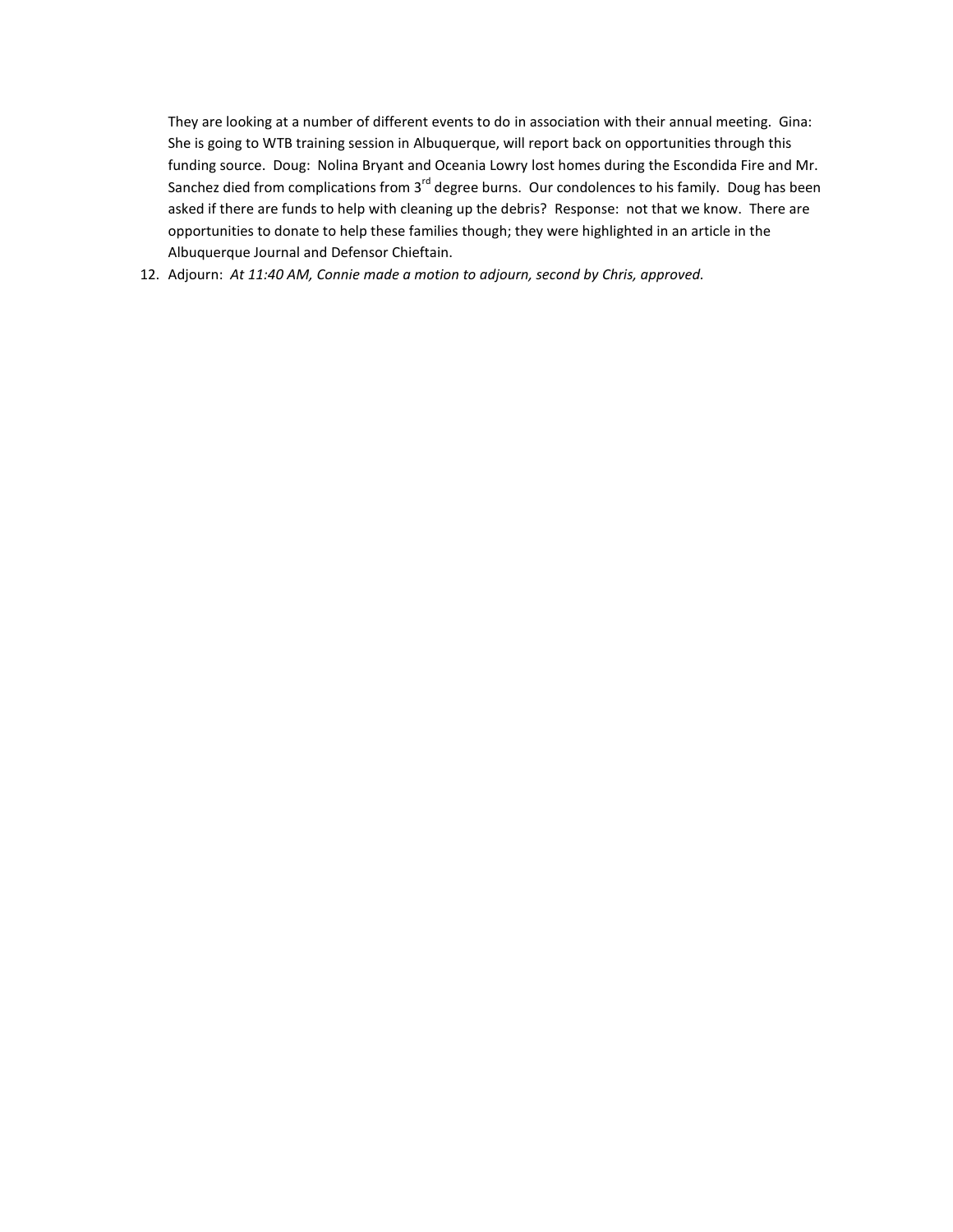They are looking at a number of different events to do in association with their annual meeting. Gina: She is going to WTB training session in Albuquerque, will report back on opportunities through this funding source. Doug: Nolina Bryant and Oceania Lowry lost homes during the Escondida Fire and Mr. Sanchez died from complications from 3rd degree burns. Our condolences to his family. Doug has been asked if there are funds to help with cleaning up the debris? Response: not that we know. There are opportunities to donate to help these families though; they were highlighted in an article in the Albuquerque Journal and Defensor Chieftain.

12. Adjourn: *At 11:40 AM, Connie made a motion to adjourn, second by Chris, approved.*